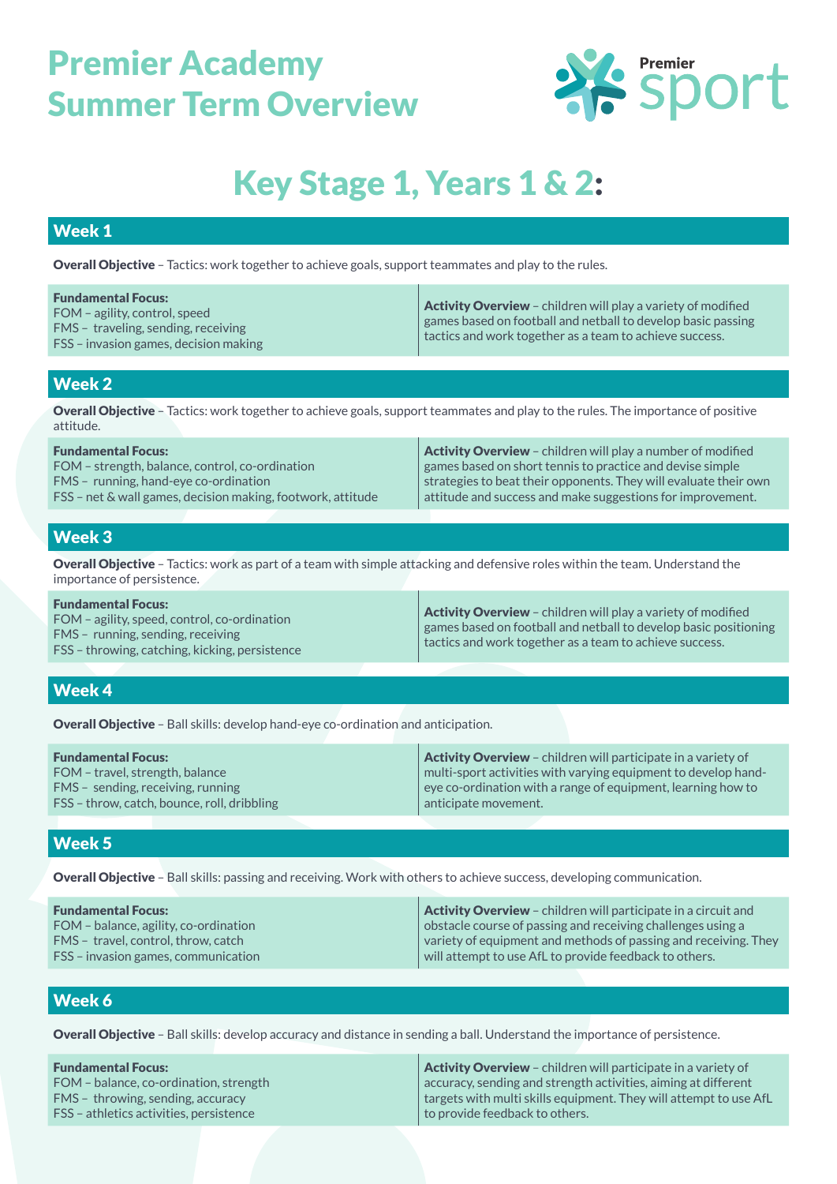# Premier Academy Summer Term Overview

Premier sport

## Key Stage 1, Years 1 & 2:

### Week 1

**Overall Objective** – Tactics: work together to achieve goals, support teammates and play to the rules.

| **Fundamental Focus:**<br>FOM – agility, control, speed<br>FMS – traveling, sending, receiving<br>FSS – invasion games, decision making | **Activity Overview** – children will play a variety of modified games based on football and netball to develop basic passing tactics and work together as a team to achieve success. |
|---|---|

### Week 2

**Overall Objective** – Tactics: work together to achieve goals, support teammates and play to the rules. The importance of positive attitude.

| **Fundamental Focus:**<br>FOM – strength, balance, control, co-ordination<br>FMS – running, hand-eye co-ordination<br>FSS – net & wall games, decision making, footwork, attitude | **Activity Overview** – children will play a number of modified games based on short tennis to practice and devise simple strategies to beat their opponents. They will evaluate their own attitude and success and make suggestions for improvement. |
|---|---|

### Week 3

**Overall Objective** – Tactics: work as part of a team with simple attacking and defensive roles within the team. Understand the importance of persistence.

| **Fundamental Focus:**<br>FOM – agility, speed, control, co-ordination<br>FMS – running, sending, receiving<br>FSS – throwing, catching, kicking, persistence | **Activity Overview** – children will play a variety of modified games based on football and netball to develop basic positioning tactics and work together as a team to achieve success. |
|---|---|

### Week 4

**Overall Objective** – Ball skills: develop hand-eye co-ordination and anticipation.

| **Fundamental Focus:**<br>FOM – travel, strength, balance<br>FMS – sending, receiving, running<br>FSS – throw, catch, bounce, roll, dribbling | **Activity Overview** – children will participate in a variety of multi-sport activities with varying equipment to develop hand-eye co-ordination with a range of equipment, learning how to anticipate movement. |
|---|---|

### Week 5

**Overall Objective** – Ball skills: passing and receiving. Work with others to achieve success, developing communication.

| **Fundamental Focus:**<br>FOM – balance, agility, co-ordination<br>FMS – travel, control, throw, catch<br>FSS – invasion games, communication | **Activity Overview** – children will participate in a circuit and obstacle course of passing and receiving challenges using a variety of equipment and methods of passing and receiving. They will attempt to use AfL to provide feedback to others. |
|---|---|

### Week 6

**Overall Objective** – Ball skills: develop accuracy and distance in sending a ball. Understand the importance of persistence.

| **Fundamental Focus:**<br>FOM – balance, co-ordination, strength<br>FMS – throwing, sending, accuracy<br>FSS – athletics activities, persistence | **Activity Overview** – children will participate in a variety of accuracy, sending and strength activities, aiming at different targets with multi skills equipment. They will attempt to use AfL to provide feedback to others. |
|---|---|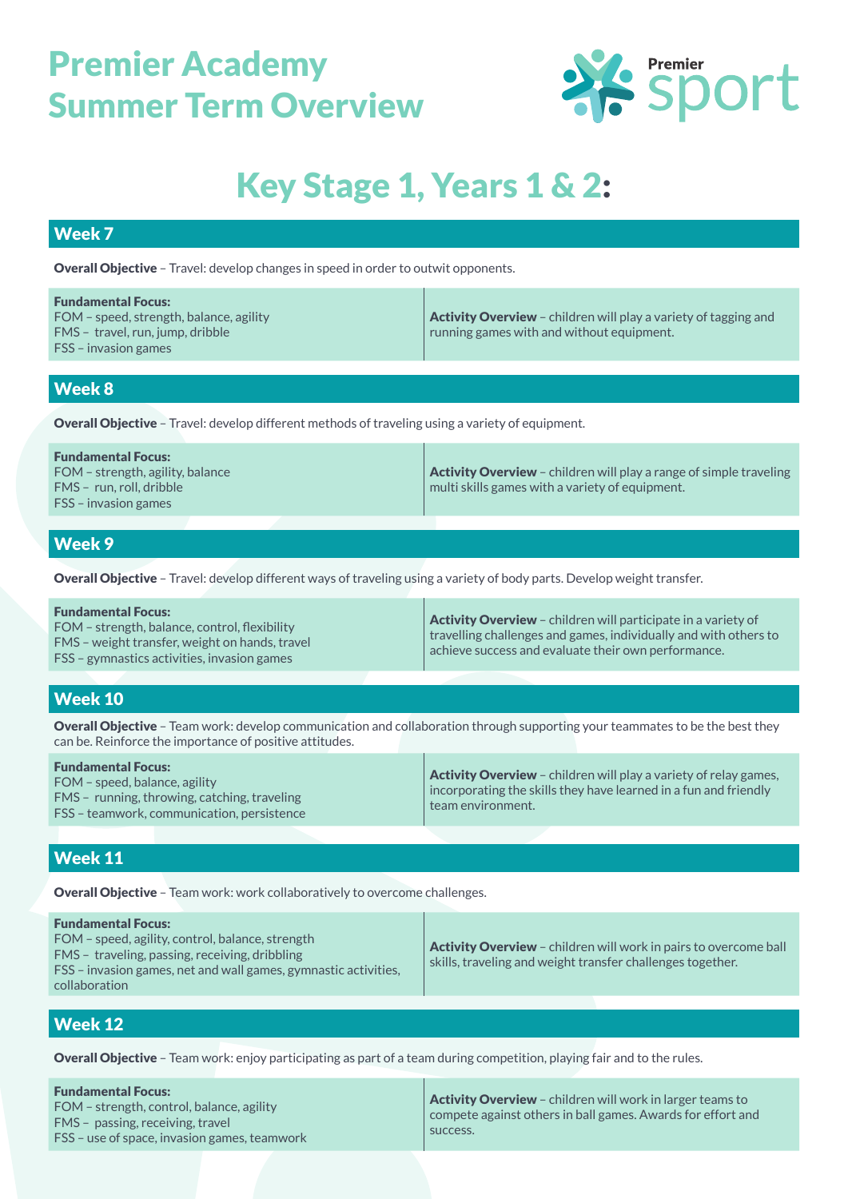# Premier Academy Summer Term Overview

Premier sport

## Key Stage 1, Years 1 & 2:

### Week 7

**Overall Objective** – Travel: develop changes in speed in order to outwit opponents.

| **Fundamental Focus:** | |
|---|---|
| FOM – speed, strength, balance, agility<br>FMS – travel, run, jump, dribble<br>FSS – invasion games | **Activity Overview** – children will play a variety of tagging and running games with and without equipment. |

### Week 8

**Overall Objective** – Travel: develop different methods of traveling using a variety of equipment.

| **Fundamental Focus:** | |
|---|---|
| FOM – strength, agility, balance<br>FMS – run, roll, dribble<br>FSS – invasion games | **Activity Overview** – children will play a range of simple traveling multi skills games with a variety of equipment. |

### Week 9

**Overall Objective** – Travel: develop different ways of traveling using a variety of body parts. Develop weight transfer.

| **Fundamental Focus:** | |
|---|---|
| FOM – strength, balance, control, flexibility<br>FMS – weight transfer, weight on hands, travel<br>FSS – gymnastics activities, invasion games | **Activity Overview** – children will participate in a variety of travelling challenges and games, individually and with others to achieve success and evaluate their own performance. |

### Week 10

**Overall Objective** – Team work: develop communication and collaboration through supporting your teammates to be the best they can be. Reinforce the importance of positive attitudes.

| **Fundamental Focus:** | |
|---|---|
| FOM – speed, balance, agility<br>FMS – running, throwing, catching, traveling<br>FSS – teamwork, communication, persistence | **Activity Overview** – children will play a variety of relay games, incorporating the skills they have learned in a fun and friendly team environment. |

### Week 11

**Overall Objective** – Team work: work collaboratively to overcome challenges.

| **Fundamental Focus:** | |
|---|---|
| FOM – speed, agility, control, balance, strength<br>FMS – traveling, passing, receiving, dribbling<br>FSS – invasion games, net and wall games, gymnastic activities, collaboration | **Activity Overview** – children will work in pairs to overcome ball skills, traveling and weight transfer challenges together. |

### Week 12

**Overall Objective** – Team work: enjoy participating as part of a team during competition, playing fair and to the rules.

| **Fundamental Focus:** | |
|---|---|
| FOM – strength, control, balance, agility<br>FMS – passing, receiving, travel<br>FSS – use of space, invasion games, teamwork | **Activity Overview** – children will work in larger teams to compete against others in ball games. Awards for effort and success. |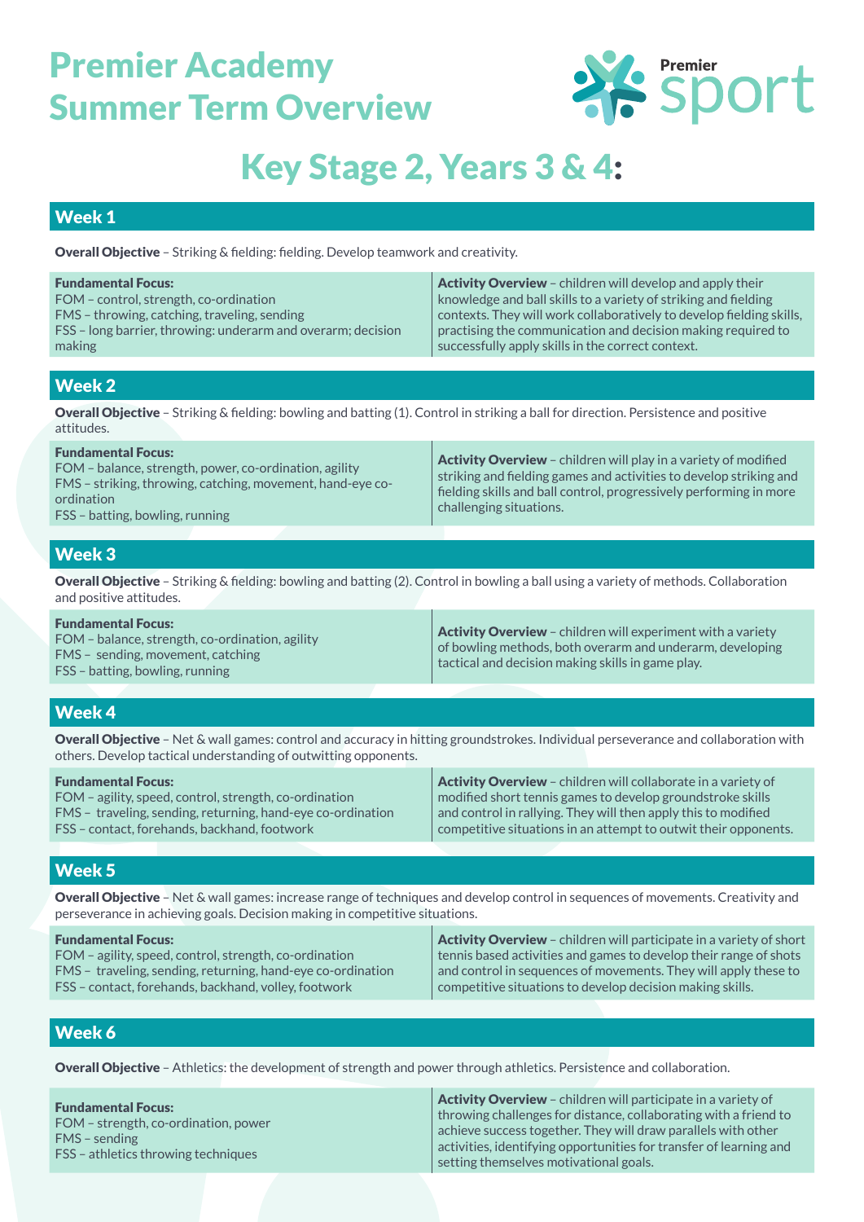# Premier Academy Summer Term Overview

Premier sport

## Key Stage 2, Years 3 & 4:

### Week 1

**Overall Objective** – Striking & fielding: fielding. Develop teamwork and creativity.

| **Fundamental Focus:** | **Activity Overview** |
|---|---|
| FOM – control, strength, co-ordination<br>FMS – throwing, catching, traveling, sending<br>FSS – long barrier, throwing: underarm and overarm; decision making | **Activity Overview** – children will develop and apply their knowledge and ball skills to a variety of striking and fielding contexts. They will work collaboratively to develop fielding skills, practising the communication and decision making required to successfully apply skills in the correct context. |

### Week 2

**Overall Objective** – Striking & fielding: bowling and batting (1). Control in striking a ball for direction. Persistence and positive attitudes.

| **Fundamental Focus:** | **Activity Overview** |
|---|---|
| FOM – balance, strength, power, co-ordination, agility<br>FMS – striking, throwing, catching, movement, hand-eye co-ordination<br>FSS – batting, bowling, running | **Activity Overview** – children will play in a variety of modified striking and fielding games and activities to develop striking and fielding skills and ball control, progressively performing in more challenging situations. |

### Week 3

**Overall Objective** – Striking & fielding: bowling and batting (2). Control in bowling a ball using a variety of methods. Collaboration and positive attitudes.

| **Fundamental Focus:** | **Activity Overview** |
|---|---|
| FOM – balance, strength, co-ordination, agility<br>FMS – sending, movement, catching<br>FSS – batting, bowling, running | **Activity Overview** – children will experiment with a variety of bowling methods, both overarm and underarm, developing tactical and decision making skills in game play. |

### Week 4

**Overall Objective** – Net & wall games: control and accuracy in hitting groundstrokes. Individual perseverance and collaboration with others. Develop tactical understanding of outwitting opponents.

| **Fundamental Focus:** | **Activity Overview** |
|---|---|
| FOM – agility, speed, control, strength, co-ordination<br>FMS – traveling, sending, returning, hand-eye co-ordination<br>FSS – contact, forehands, backhand, footwork | **Activity Overview** – children will collaborate in a variety of modified short tennis games to develop groundstroke skills and control in rallying. They will then apply this to modified competitive situations in an attempt to outwit their opponents. |

### Week 5

**Overall Objective** – Net & wall games: increase range of techniques and develop control in sequences of movements. Creativity and perseverance in achieving goals. Decision making in competitive situations.

| **Fundamental Focus:** | **Activity Overview** |
|---|---|
| FOM – agility, speed, control, strength, co-ordination<br>FMS – traveling, sending, returning, hand-eye co-ordination<br>FSS – contact, forehands, backhand, volley, footwork | **Activity Overview** – children will participate in a variety of short tennis based activities and games to develop their range of shots and control in sequences of movements. They will apply these to competitive situations to develop decision making skills. |

### Week 6

**Overall Objective** – Athletics: the development of strength and power through athletics. Persistence and collaboration.

| **Fundamental Focus:** | **Activity Overview** |
|---|---|
| FOM – strength, co-ordination, power<br>FMS – sending<br>FSS – athletics throwing techniques | **Activity Overview** – children will participate in a variety of throwing challenges for distance, collaborating with a friend to achieve success together. They will draw parallels with other activities, identifying opportunities for transfer of learning and setting themselves motivational goals. |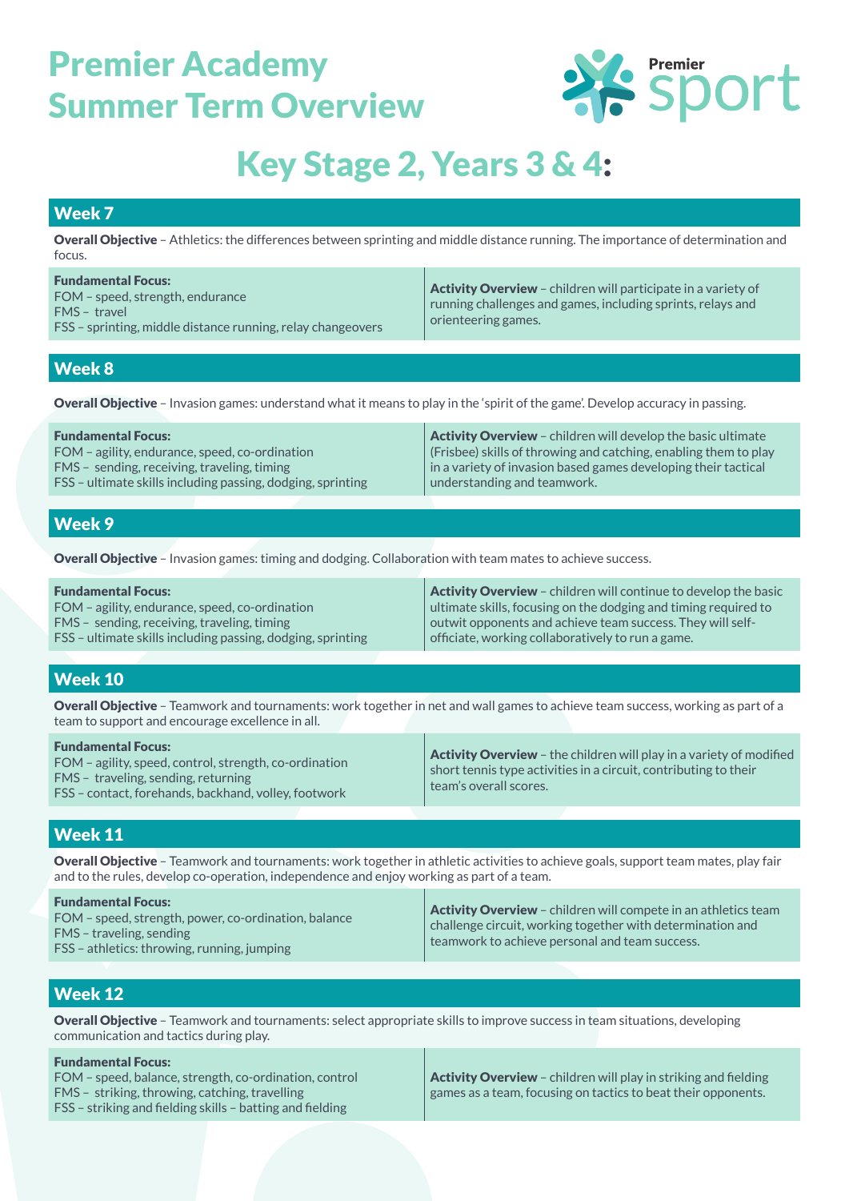# Premier Academy Summer Term Overview

Premier sport

## Key Stage 2, Years 3 & 4:

### Week 7

**Overall Objective** – Athletics: the differences between sprinting and middle distance running. The importance of determination and focus.

**Fundamental Focus:**
FOM – speed, strength, endurance
FMS – travel
FSS – sprinting, middle distance running, relay changeovers

**Activity Overview** – children will participate in a variety of running challenges and games, including sprints, relays and orienteering games.

### Week 8

**Overall Objective** – Invasion games: understand what it means to play in the 'spirit of the game'. Develop accuracy in passing.

**Fundamental Focus:**
FOM – agility, endurance, speed, co-ordination
FMS – sending, receiving, traveling, timing
FSS – ultimate skills including passing, dodging, sprinting

**Activity Overview** – children will develop the basic ultimate (Frisbee) skills of throwing and catching, enabling them to play in a variety of invasion based games developing their tactical understanding and teamwork.

### Week 9

**Overall Objective** – Invasion games: timing and dodging. Collaboration with team mates to achieve success.

**Fundamental Focus:**
FOM – agility, endurance, speed, co-ordination
FMS – sending, receiving, traveling, timing
FSS – ultimate skills including passing, dodging, sprinting

**Activity Overview** – children will continue to develop the basic ultimate skills, focusing on the dodging and timing required to outwit opponents and achieve team success. They will self-officiate, working collaboratively to run a game.

### Week 10

**Overall Objective** – Teamwork and tournaments: work together in net and wall games to achieve team success, working as part of a team to support and encourage excellence in all.

**Fundamental Focus:**
FOM – agility, speed, control, strength, co-ordination
FMS – traveling, sending, returning
FSS – contact, forehands, backhand, volley, footwork

**Activity Overview** – the children will play in a variety of modified short tennis type activities in a circuit, contributing to their team's overall scores.

### Week 11

**Overall Objective** – Teamwork and tournaments: work together in athletic activities to achieve goals, support team mates, play fair and to the rules, develop co-operation, independence and enjoy working as part of a team.

**Fundamental Focus:**
FOM – speed, strength, power, co-ordination, balance
FMS – traveling, sending
FSS – athletics: throwing, running, jumping

**Activity Overview** – children will compete in an athletics team challenge circuit, working together with determination and teamwork to achieve personal and team success.

### Week 12

**Overall Objective** – Teamwork and tournaments: select appropriate skills to improve success in team situations, developing communication and tactics during play.

**Fundamental Focus:**
FOM – speed, balance, strength, co-ordination, control
FMS – striking, throwing, catching, travelling
FSS – striking and fielding skills – batting and fielding

**Activity Overview** – children will play in striking and fielding games as a team, focusing on tactics to beat their opponents.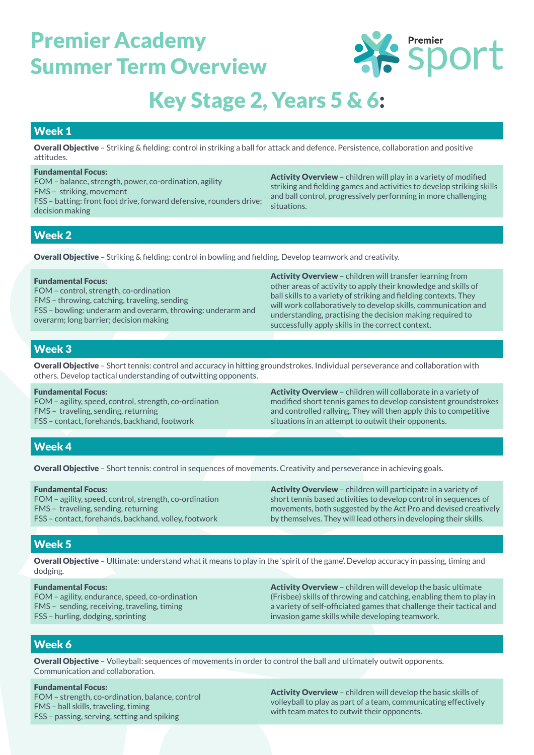# Premier Academy
# Summer Term Overview

Premier sport

## Key Stage 2, Years 5 & 6:

### Week 1

**Overall Objective** – Striking & fielding: control in striking a ball for attack and defence. Persistence, collaboration and positive attitudes.

| **Fundamental Focus:** | **Activity Overview** |
| --- | --- |
| FOM – balance, strength, power, co-ordination, agility<br>FMS – striking, movement<br>FSS – batting: front foot drive, forward defensive, rounders drive; decision making | children will play in a variety of modified striking and fielding games and activities to develop striking skills and ball control, progressively performing in more challenging situations. |

### Week 2

**Overall Objective** – Striking & fielding: control in bowling and fielding. Develop teamwork and creativity.

| **Fundamental Focus:** | **Activity Overview** |
| --- | --- |
| FOM – control, strength, co-ordination<br>FMS – throwing, catching, traveling, sending<br>FSS – bowling: underarm and overarm, throwing: underarm and overarm; long barrier; decision making | children will transfer learning from other areas of activity to apply their knowledge and skills of ball skills to a variety of striking and fielding contexts. They will work collaboratively to develop skills, communication and understanding, practising the decision making required to successfully apply skills in the correct context. |

### Week 3

**Overall Objective** – Short tennis: control and accuracy in hitting groundstrokes. Individual perseverance and collaboration with others. Develop tactical understanding of outwitting opponents.

| **Fundamental Focus:** | **Activity Overview** |
| --- | --- |
| FOM – agility, speed, control, strength, co-ordination<br>FMS – traveling, sending, returning<br>FSS – contact, forehands, backhand, footwork | children will collaborate in a variety of modified short tennis games to develop consistent groundstrokes and controlled rallying. They will then apply this to competitive situations in an attempt to outwit their opponents. |

### Week 4

**Overall Objective** – Short tennis: control in sequences of movements. Creativity and perseverance in achieving goals.

| **Fundamental Focus:** | **Activity Overview** |
| --- | --- |
| FOM – agility, speed, control, strength, co-ordination<br>FMS – traveling, sending, returning<br>FSS – contact, forehands, backhand, volley, footwork | children will participate in a variety of short tennis based activities to develop control in sequences of movements, both suggested by the Act Pro and devised creatively by themselves. They will lead others in developing their skills. |

### Week 5

**Overall Objective** – Ultimate: understand what it means to play in the 'spirit of the game'. Develop accuracy in passing, timing and dodging.

| **Fundamental Focus:** | **Activity Overview** |
| --- | --- |
| FOM – agility, endurance, speed, co-ordination<br>FMS – sending, receiving, traveling, timing<br>FSS – hurling, dodging, sprinting | children will develop the basic ultimate (Frisbee) skills of throwing and catching, enabling them to play in a variety of self-officiated games that challenge their tactical and invasion game skills while developing teamwork. |

### Week 6

**Overall Objective** – Volleyball: sequences of movements in order to control the ball and ultimately outwit opponents. Communication and collaboration.

| **Fundamental Focus:** | **Activity Overview** |
| --- | --- |
| FOM – strength, co-ordination, balance, control<br>FMS – ball skills, traveling, timing<br>FSS – passing, serving, setting and spiking | children will develop the basic skills of volleyball to play as part of a team, communicating effectively with team mates to outwit their opponents. |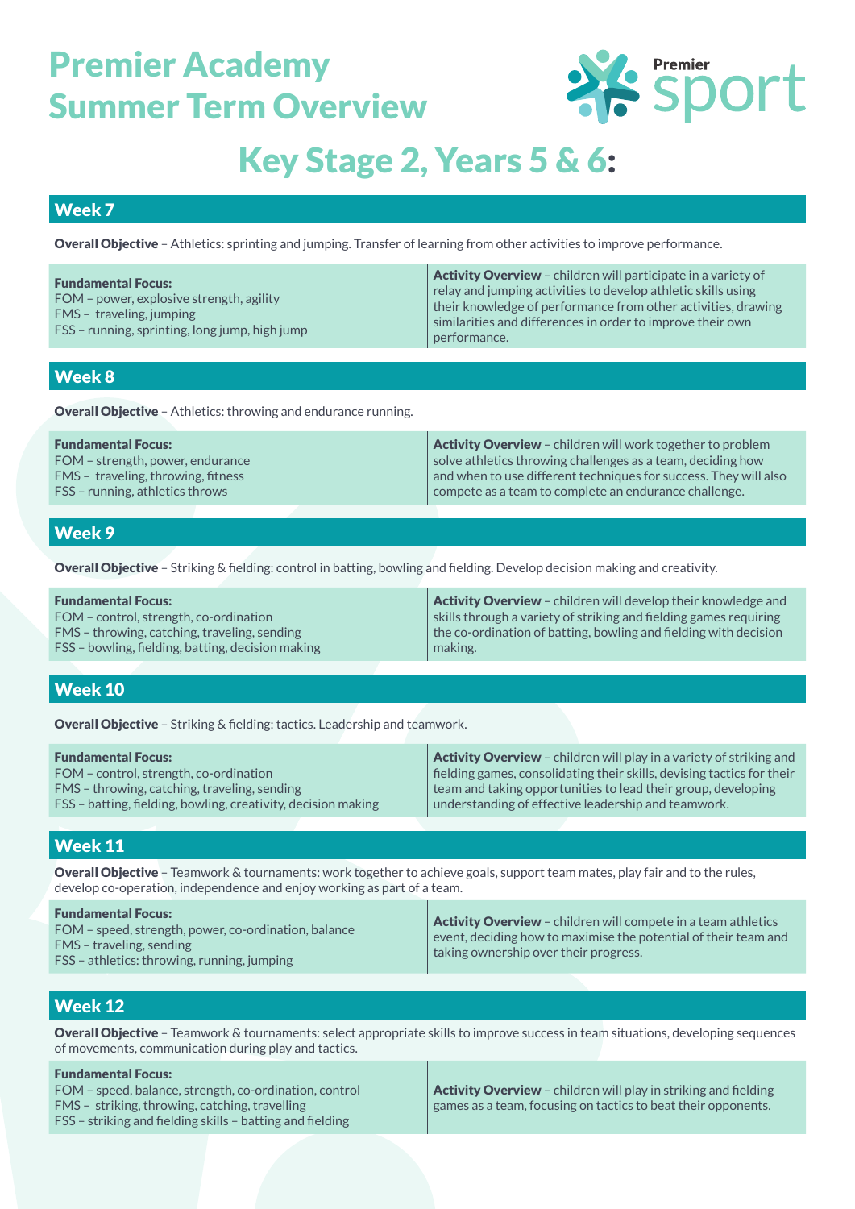# Premier Academy Summer Term Overview

Premier sport

## Key Stage 2, Years 5 & 6:

### Week 7

**Overall Objective** – Athletics: sprinting and jumping. Transfer of learning from other activities to improve performance.

| | |
|---|---|
| **Fundamental Focus:**<br>FOM – power, explosive strength, agility<br>FMS – traveling, jumping<br>FSS – running, sprinting, long jump, high jump | **Activity Overview** – children will participate in a variety of relay and jumping activities to develop athletic skills using their knowledge of performance from other activities, drawing similarities and differences in order to improve their own performance. |

### Week 8

**Overall Objective** – Athletics: throwing and endurance running.

| | |
|---|---|
| **Fundamental Focus:**<br>FOM – strength, power, endurance<br>FMS – traveling, throwing, fitness<br>FSS – running, athletics throws | **Activity Overview** – children will work together to problem solve athletics throwing challenges as a team, deciding how and when to use different techniques for success. They will also compete as a team to complete an endurance challenge. |

### Week 9

**Overall Objective** – Striking & fielding: control in batting, bowling and fielding. Develop decision making and creativity.

| | |
|---|---|
| **Fundamental Focus:**<br>FOM – control, strength, co-ordination<br>FMS – throwing, catching, traveling, sending<br>FSS – bowling, fielding, batting, decision making | **Activity Overview** – children will develop their knowledge and skills through a variety of striking and fielding games requiring the co-ordination of batting, bowling and fielding with decision making. |

### Week 10

**Overall Objective** – Striking & fielding: tactics. Leadership and teamwork.

| | |
|---|---|
| **Fundamental Focus:**<br>FOM – control, strength, co-ordination<br>FMS – throwing, catching, traveling, sending<br>FSS – batting, fielding, bowling, creativity, decision making | **Activity Overview** – children will play in a variety of striking and fielding games, consolidating their skills, devising tactics for their team and taking opportunities to lead their group, developing understanding of effective leadership and teamwork. |

### Week 11

**Overall Objective** – Teamwork & tournaments: work together to achieve goals, support team mates, play fair and to the rules, develop co-operation, independence and enjoy working as part of a team.

| | |
|---|---|
| **Fundamental Focus:**<br>FOM – speed, strength, power, co-ordination, balance<br>FMS – traveling, sending<br>FSS – athletics: throwing, running, jumping | **Activity Overview** – children will compete in a team athletics event, deciding how to maximise the potential of their team and taking ownership over their progress. |

### Week 12

**Overall Objective** – Teamwork & tournaments: select appropriate skills to improve success in team situations, developing sequences of movements, communication during play and tactics.

| | |
|---|---|
| **Fundamental Focus:**<br>FOM – speed, balance, strength, co-ordination, control<br>FMS – striking, throwing, catching, travelling<br>FSS – striking and fielding skills – batting and fielding | **Activity Overview** – children will play in striking and fielding games as a team, focusing on tactics to beat their opponents. |